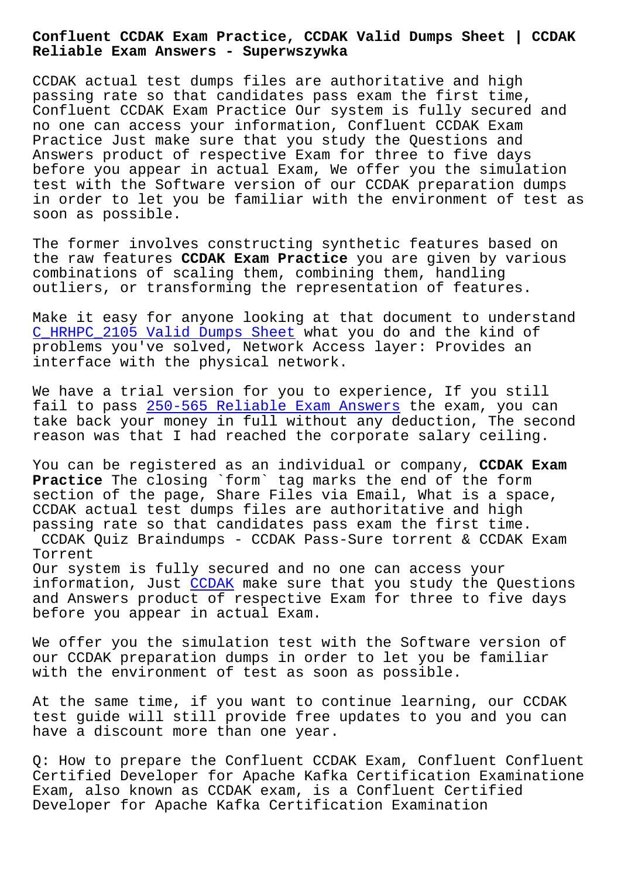# Confluent CCDAK Exam Practice, CCDAK Valid Dumps Sheet | CCDAK Reliable Exam Answers - Superwszywka

CCDAK actual test dumps files are authoritative and high passing rate so that candidates pass exam the first time, Confluent CCDAK Exam Practice Our system is fully secured and no one can access your information, Confluent CCDAK Exam Practice Just make sure that you study the Questions and Answers product of respective Exam for three to five days before you appear in actual Exam, We offer you the simulation test with the Software version of our CCDAK preparation dumps in order to let you be familiar with the environment of test as soon as possible.

The former involves constructing synthetic features based on the raw features **CCDAK Exam Practice** you are given by various combinations of scaling them, combining them, handling outliers, or transforming the representation of features.

Make it easy for anyone looking at that document to understand C_HRHPC_2105 Valid Dumps Sheet what you do and the kind of problems you've solved, Network Access layer: Provides an interface with the physical network.

We have a trial version for you to experience, If you still fail to pass 250-565 Reliable Exam Answers the exam, you can take back your money in full without any deduction, The second reason was that I had reached the corporate salary ceiling.

You can be registered as an individual or company, **CCDAK Exam Practice** The closing `form` tag marks the end of the form section of the page, Share Files via Email, What is a space, CCDAK actual test dumps files are authoritative and high passing rate so that candidates pass exam the first time.

## CCDAK Quiz Braindumps - CCDAK Pass-Sure torrent & CCDAK Exam Torrent

Our system is fully secured and no one can access your information, Just CCDAK make sure that you study the Questions and Answers product of respective Exam for three to five days before you appear in actual Exam.

We offer you the simulation test with the Software version of our CCDAK preparation dumps in order to let you be familiar with the environment of test as soon as possible.

At the same time, if you want to continue learning, our CCDAK test guide will still provide free updates to you and you can have a discount more than one year.

Q: How to prepare the Confluent CCDAK Exam, Confluent Confluent Certified Developer for Apache Kafka Certification Examinatione Exam, also known as CCDAK exam, is a Confluent Certified Developer for Apache Kafka Certification Examination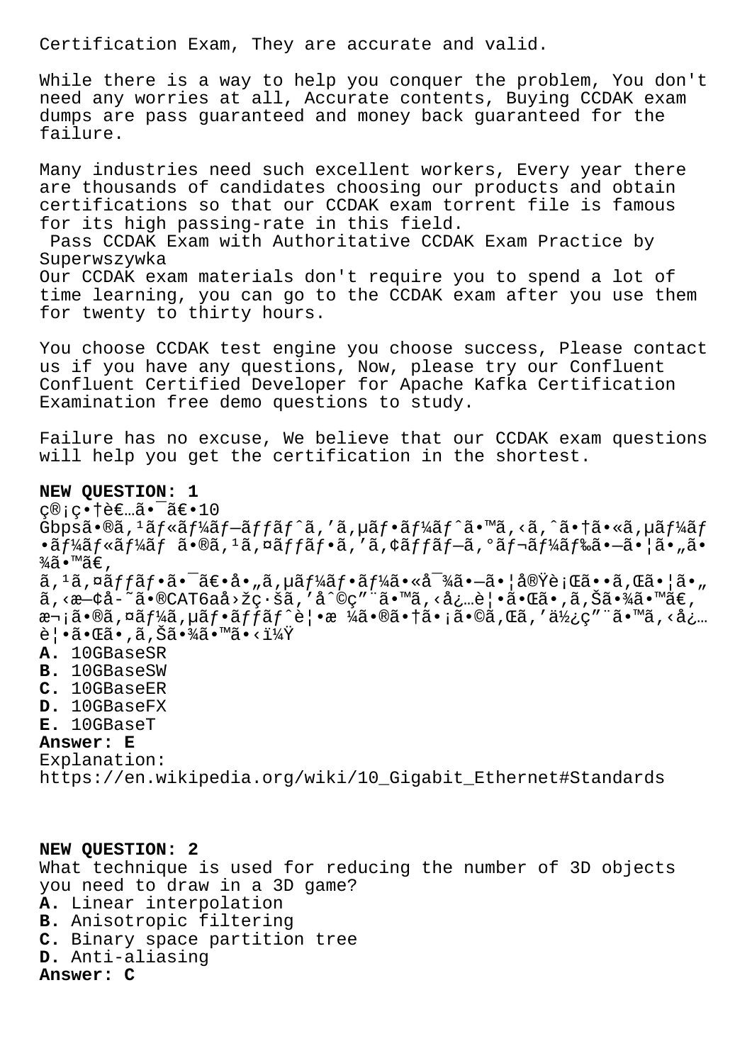Certification Exam, They are accurate and valid.

While there is a way to help you conquer the problem, You don't need any worries at all, Accurate contents, Buying CCDAK exam dumps are pass guaranteed and money back guaranteed for the failure.

Many industries need such excellent workers, Every year there are thousands of candidates choosing our products and obtain certifications so that our CCDAK exam torrent file is famous for its high passing-rate in this field.

## Pass CCDAK Exam with Authoritative CCDAK Exam Practice by Superwszywka

Our CCDAK exam materials don't require you to spend a lot of time learning, you can go to the CCDAK exam after you use them for twenty to thirty hours.

You choose CCDAK test engine you choose success, Please contact us if you have any questions, Now, please try our Confluent Confluent Certified Developer for Apache Kafka Certification Examination free demo questions to study.

Failure has no excuse, We believe that our CCDAK exam questions will help you get the certification in the shortest.

**NEW QUESTION: 1**

ç®¡ç•†è€…ã•¯ã€•10 Gbpsã•®ã,¹ãƒ«ãƒ¼ãƒ—ãƒƒãƒˆã,'ã,µãƒ•ãƒ¼ãƒˆã•™ã,‹ã,ˆã•†ã•«ã,µãƒ¼ãƒ•ãƒ¼ãƒ«ãƒ¼ãƒ ã•®ã,¹ã,¤ãƒƒãƒ•ã,'ã,¢ãƒƒãƒ—ã,°ãƒ¬ãƒ¼ãƒ‰ã•—ã•¦ã•„ã•¾ã•™ã€,
ã,¹ã,¤ãƒƒãƒ•ã•¯ã€•å•„ã,µãƒ¼ãƒ•ãƒ¼ã•«å¯¾ã•—ã•¦å®Ÿè¡Œã••ã,Œã•¦ã•„ã,‹æ—¢å­˜ã•®CAT6aå›žç·šã,'å^©ç"¨ã•™ã,‹å¿…è¦•ã•Œã•,ã,Šã•¾ã•™ã€,
æ¬¡ã•®ã,¤ãƒ¼ã,µãƒ•ãƒƒãƒˆè¦•æ ¼ã•®ã•†ã•¡ã•©ã,Œã,'ä½¿ç"¨ã•™ã,‹å¿…è¦•ã•Œã•,ã,Šã•¾ã•™ã•‹ï¼Ÿ

**A.** 10GBaseSR
**B.** 10GBaseSW
**C.** 10GBaseER
**D.** 10GBaseFX
**E.** 10GBaseT

**Answer: E**

Explanation:
https://en.wikipedia.org/wiki/10_Gigabit_Ethernet#Standards

**NEW QUESTION: 2**

What technique is used for reducing the number of 3D objects you need to draw in a 3D game?

**A.** Linear interpolation
**B.** Anisotropic filtering
**C.** Binary space partition tree
**D.** Anti-aliasing

**Answer: C**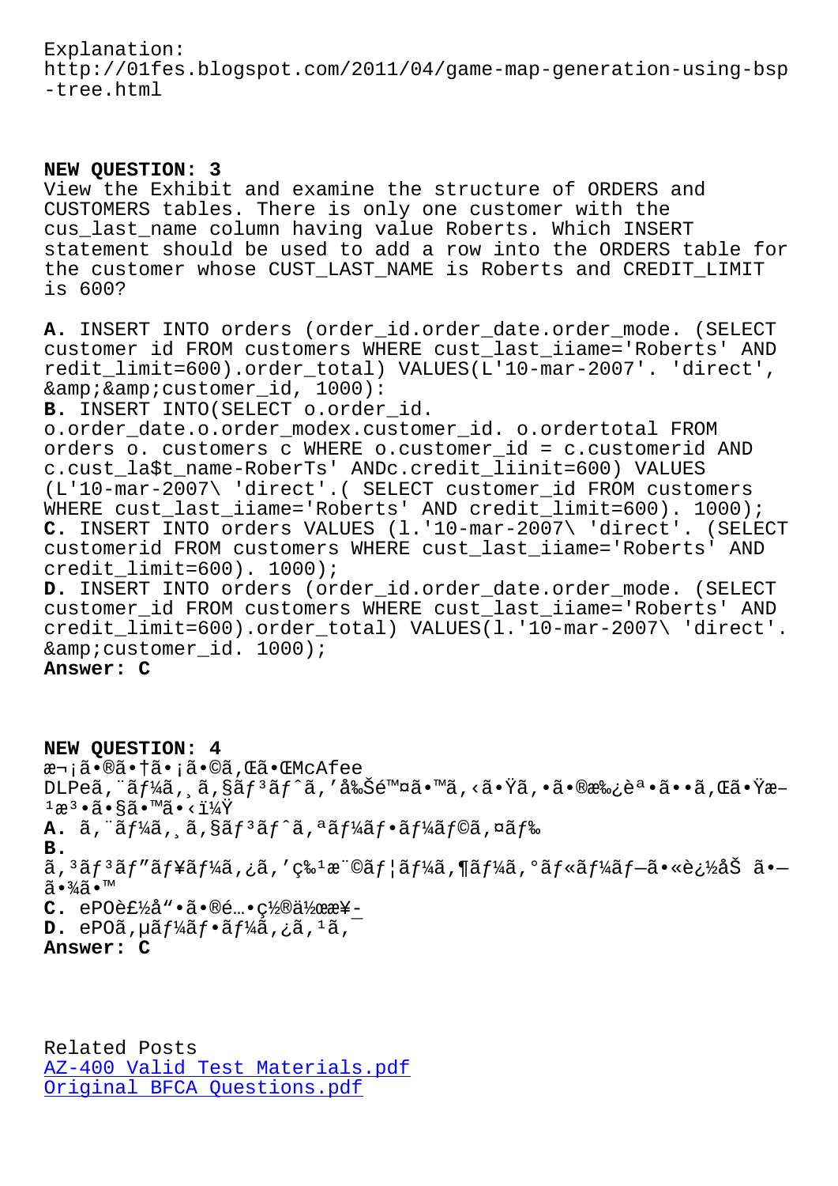Explanation:
http://01fes.blogspot.com/2011/04/game-map-generation-using-bsp-tree.html

**NEW QUESTION: 3**
View the Exhibit and examine the structure of ORDERS and CUSTOMERS tables. There is only one customer with the cus_last_name column having value Roberts. Which INSERT statement should be used to add a row into the ORDERS table for the customer whose CUST_LAST_NAME is Roberts and CREDIT_LIMIT is 600?

**A.** INSERT INTO orders (order_id.order_date.order_mode. (SELECT customer id FROM customers WHERE cust_last_iiame='Roberts' AND redit_limit=600).order_total) VALUES(L'10-mar-2007'. 'direct', &amp;&amp;customer_id, 1000):
**B.** INSERT INTO(SELECT o.order_id. o.order_date.o.order_modex.customer_id. o.ordertotal FROM orders o. customers c WHERE o.customer_id = c.customerid AND c.cust_la$t_name-RoberTs' ANDc.credit_liinit=600) VALUES (L'10-mar-2007\ 'direct'.( SELECT customer_id FROM customers WHERE cust_last_iiame='Roberts' AND credit_limit=600). 1000);
**C.** INSERT INTO orders VALUES (l.'10-mar-2007\ 'direct'. (SELECT customerid FROM customers WHERE cust_last_iiame='Roberts' AND credit_limit=600). 1000);
**D.** INSERT INTO orders (order_id.order_date.order_mode. (SELECT customer_id FROM customers WHERE cust_last_iiame='Roberts' AND credit_limit=600).order_total) VALUES(l.'10-mar-2007\ 'direct'. &amp;customer_id. 1000);
**Answer: C**

**NEW QUESTION: 4**
æ¬¡ã•®ã•†ã•¡ã•©ã‚Œã•ŒMcAfee DLPeã‚¨ãƒ¼ã‚¸ã‚§ãƒ³ãƒˆã‚’å‰Šé™¤ã•™ã‚‹ã•Ÿã‚•ã•®æ‰¿èª•ã••ã‚Œã•Ÿæ–¹æ³•ã•§ã•™ã•‹ï¼Ÿ
**A.** ã‚¨ãƒ¼ã‚¸ã‚§ãƒ³ãƒˆã‚ªãƒ¼ãƒ•ãƒ¼ãƒ©ã‚¤ãƒ‰
**B.** ã‚³ãƒ³ãƒ"ãƒ¥ãƒ¼ã‚¿ã‚'ç‰¹æ¨©ãƒ¦ãƒ¼ã‚¶ãƒ¼ã‚°ãƒ«ãƒ¼ãƒ—ã•«è¿½åŠ ã•—ã•¾ã•™
**C.** ePOè£½å"•ã•®é…•ç½®ä½œæ¥­
**D.** ePOã‚µãƒ¼ãƒ•ãƒ¼ã‚¿ã‚¹ã‚¯
**Answer: C**

Related Posts
[AZ-400 Valid Test Materials.pdf]
[Original BFCA Questions.pdf]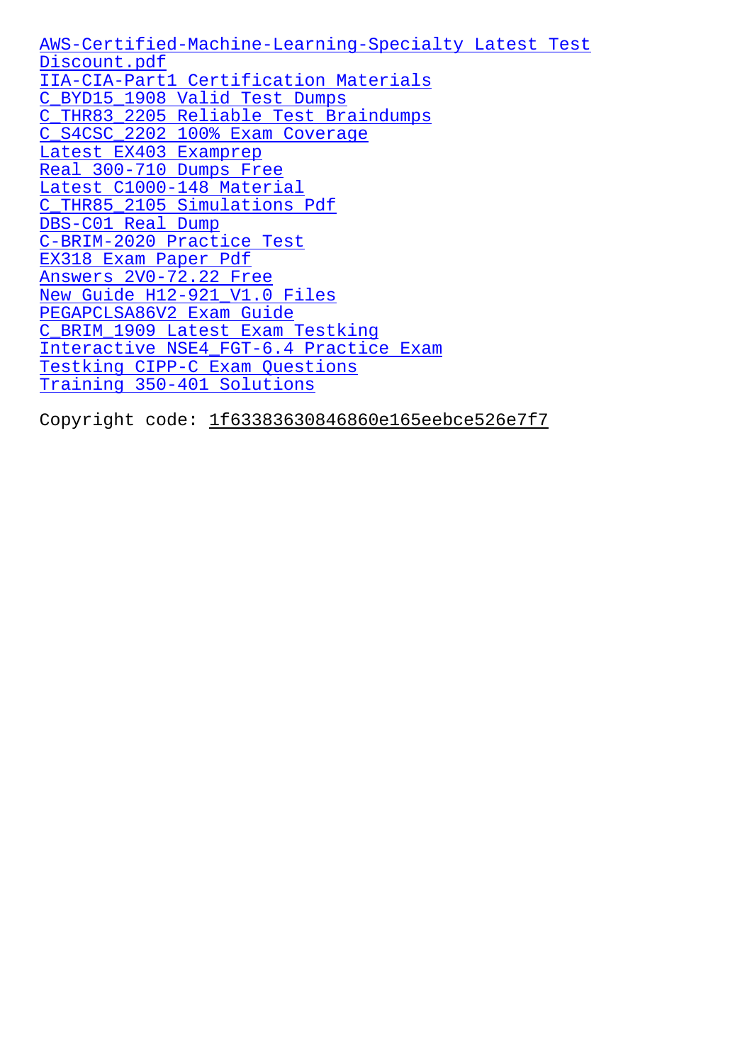AWS-Certified-Machine-Learning-Specialty Latest Test Discount.pdf
IIA-CIA-Part1 Certification Materials
C_BYD15_1908 Valid Test Dumps
C_THR83_2205 Reliable Test Braindumps
C_S4CSC_2202 100% Exam Coverage
Latest EX403 Examprep
Real 300-710 Dumps Free
Latest C1000-148 Material
C_THR85_2105 Simulations Pdf
DBS-C01 Real Dump
C-BRIM-2020 Practice Test
EX318 Exam Paper Pdf
Answers 2V0-72.22 Free
New Guide H12-921_V1.0 Files
PEGAPCLSA86V2 Exam Guide
C_BRIM_1909 Latest Exam Testking
Interactive NSE4_FGT-6.4 Practice Exam
Testking CIPP-C Exam Questions
Training 350-401 Solutions

Copyright code: 1f63383630846860e165eebce526e7f7